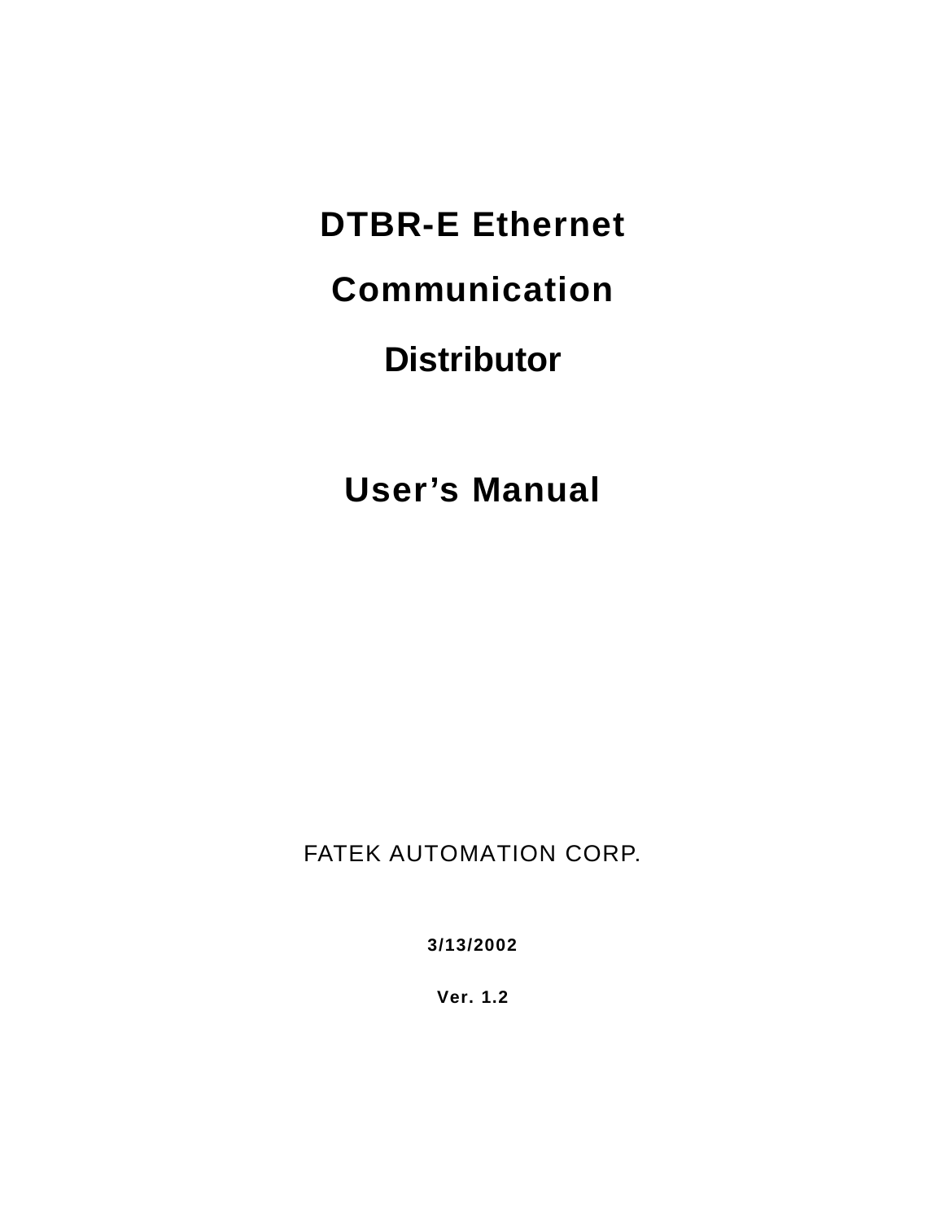# DTBR-E Ethernet

# Communication

# Distributor

# User's Manual

FATEK AUTOMATION CORP.

**3/13/2002**

**Ver. 1.2**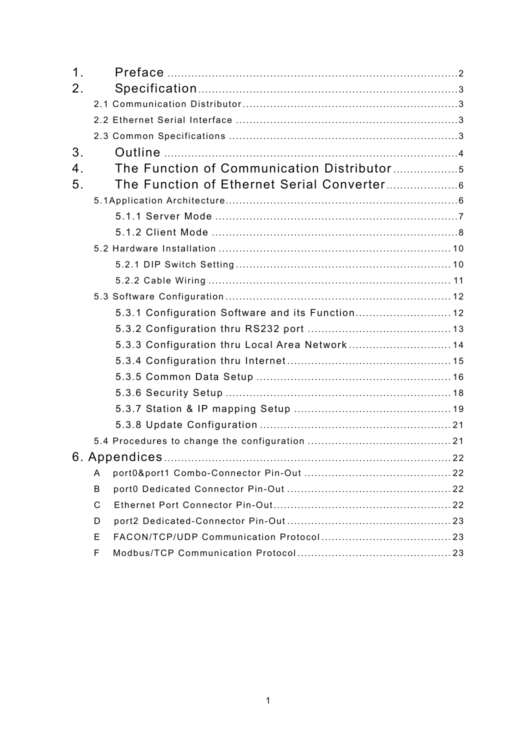1. Preface ..................................................................................2

2. Specification..........................................................................3

   2.1 Communication Distributor ...............................................................3

   2.2 Ethernet Serial Interface ................................................................3

   2.3 Common Specifications ...................................................................3

3. Outline ..................................................................................4

4. The Function of Communication Distributor...................5

5. The Function of Ethernet Serial Converter.....................6

   5.1Application Architecture....................................................................6

      5.1.1 Server Mode ......................................................................7

      5.1.2 Client Mode ......................................................................8

   5.2 Hardware Installation ....................................................................10

      5.2.1 DIP Switch Setting...............................................................10

      5.2.2 Cable Wiring .....................................................................11

   5.3 Software Configuration ..................................................................12

      5.3.1 Configuration Software and its Function............................12

      5.3.2 Configuration thru RS232 port ..........................................13

      5.3.3 Configuration thru Local Area Network ..............................14

      5.3.4 Configuration thru Internet................................................15

      5.3.5 Common Data Setup ........................................................16

      5.3.6 Security Setup .................................................................18

      5.3.7 Station & IP mapping Setup .............................................19

      5.3.8 Update Configuration........................................................21

   5.4 Procedures to change the configuration ..........................................21

6. Appendices..................................................................................22

   A port0&port1 Combo-Connector Pin-Out ...........................................22

   B port0 Dedicated Connector Pin-Out ................................................22

   C Ethernet Port Connector Pin-Out....................................................22

   D port2 Dedicated-Connector Pin-Out ................................................23

   E FACON/TCP/UDP Communication Protocol ......................................23

   F Modbus/TCP Communication Protocol .............................................23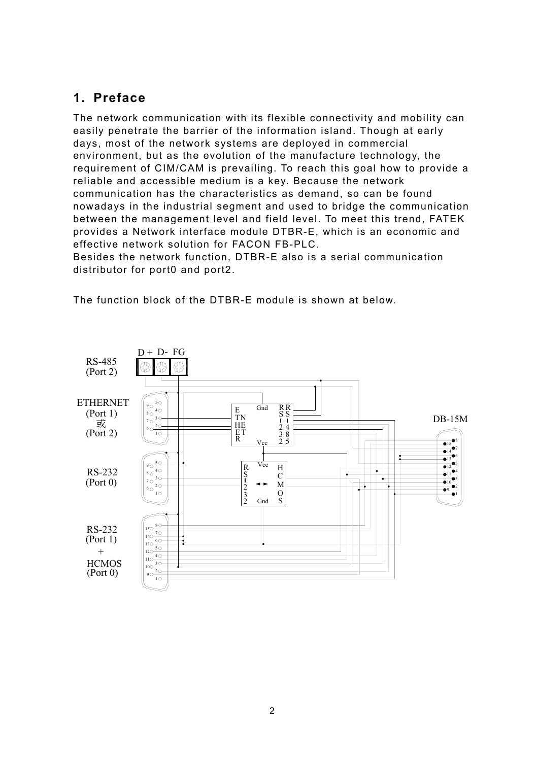# 1. Preface

The network communication with its flexible connectivity and mobility can easily penetrate the barrier of the information island. Though at early days, most of the network systems are deployed in commercial environment, but as the evolution of the manufacture technology, the requirement of CIM/CAM is prevailing. To reach this goal how to provide a reliable and accessible medium is a key. Because the network communication has the characteristics as demand, so can be found nowadays in the industrial segment and used to bridge the communication between the management level and field level. To meet this trend, FATEK provides a Network interface module DTBR-E, which is an economic and effective network solution for FACON FB-PLC.
Besides the network function, DTBR-E also is a serial communication distributor for port0 and port2.

The function block of the DTBR-E module is shown at below.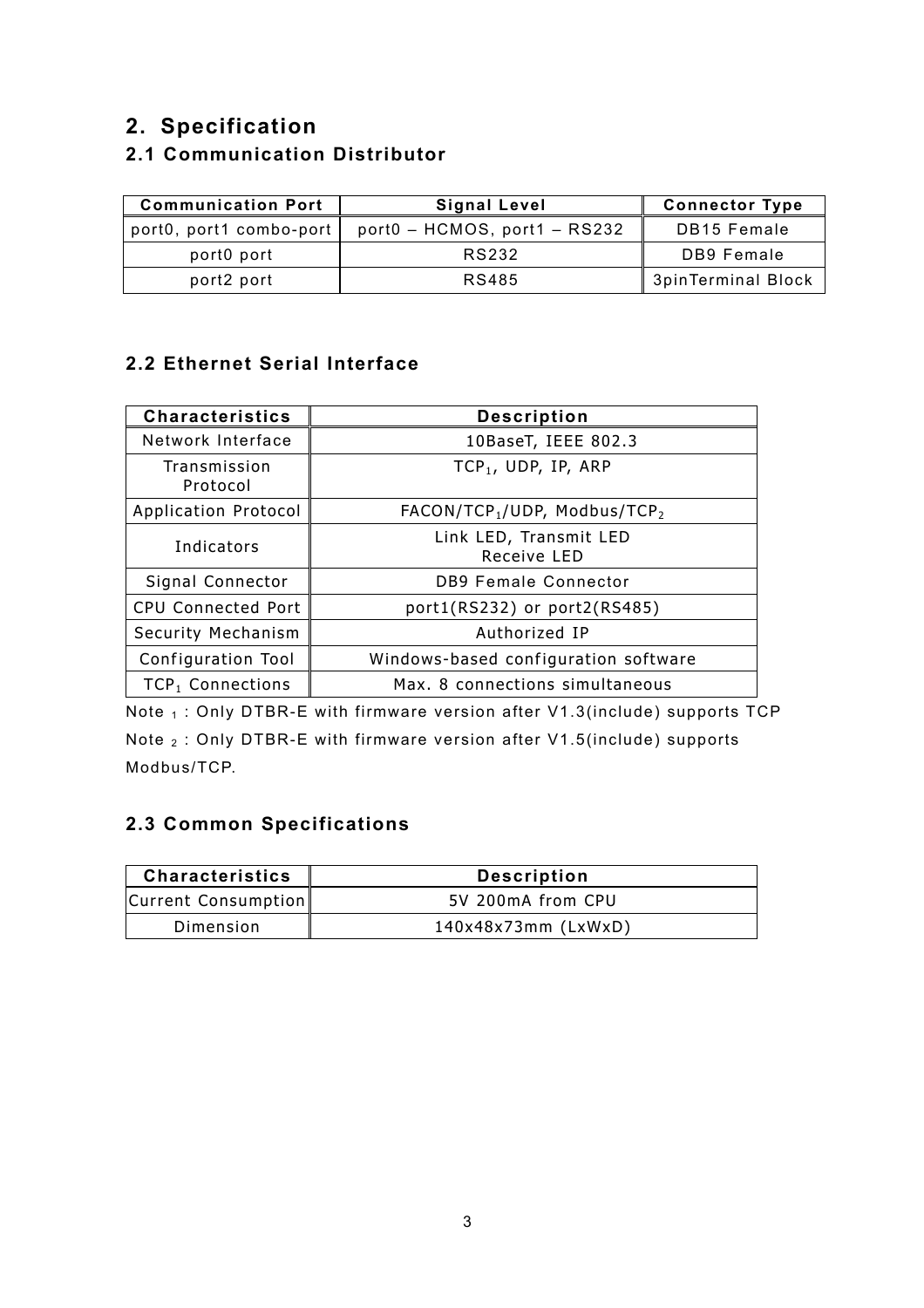## 2. Specification

### 2.1 Communication Distributor

| Communication Port | Signal Level | Connector Type |
| --- | --- | --- |
| port0, port1 combo-port | port0 – HCMOS, port1 – RS232 | DB15 Female |
| port0 port | RS232 | DB9 Female |
| port2 port | RS485 | 3pinTerminal Block |

### 2.2 Ethernet Serial Interface

| Characteristics | Description |
| --- | --- |
| Network Interface | 10BaseT, IEEE 802.3 |
| Transmission Protocol | $TCP_1$, UDP, IP, ARP |
| Application Protocol | FACON/$TCP_1$/UDP, Modbus/$TCP_2$ |
| Indicators | Link LED, Transmit LED Receive LED |
| Signal Connector | DB9 Female Connector |
| CPU Connected Port | port1(RS232) or port2(RS485) |
| Security Mechanism | Authorized IP |
| Configuration Tool | Windows-based configuration software |
| $TCP_1$ Connections | Max. 8 connections simultaneous |

Note $_1$ : Only DTBR-E with firmware version after V1.3(include) supports TCP

Note $_2$ : Only DTBR-E with firmware version after V1.5(include) supports Modbus/TCP.

### 2.3 Common Specifications

| Characteristics | Description |
| --- | --- |
| Current Consumption | 5V 200mA from CPU |
| Dimension | 140x48x73mm (LxWxD) |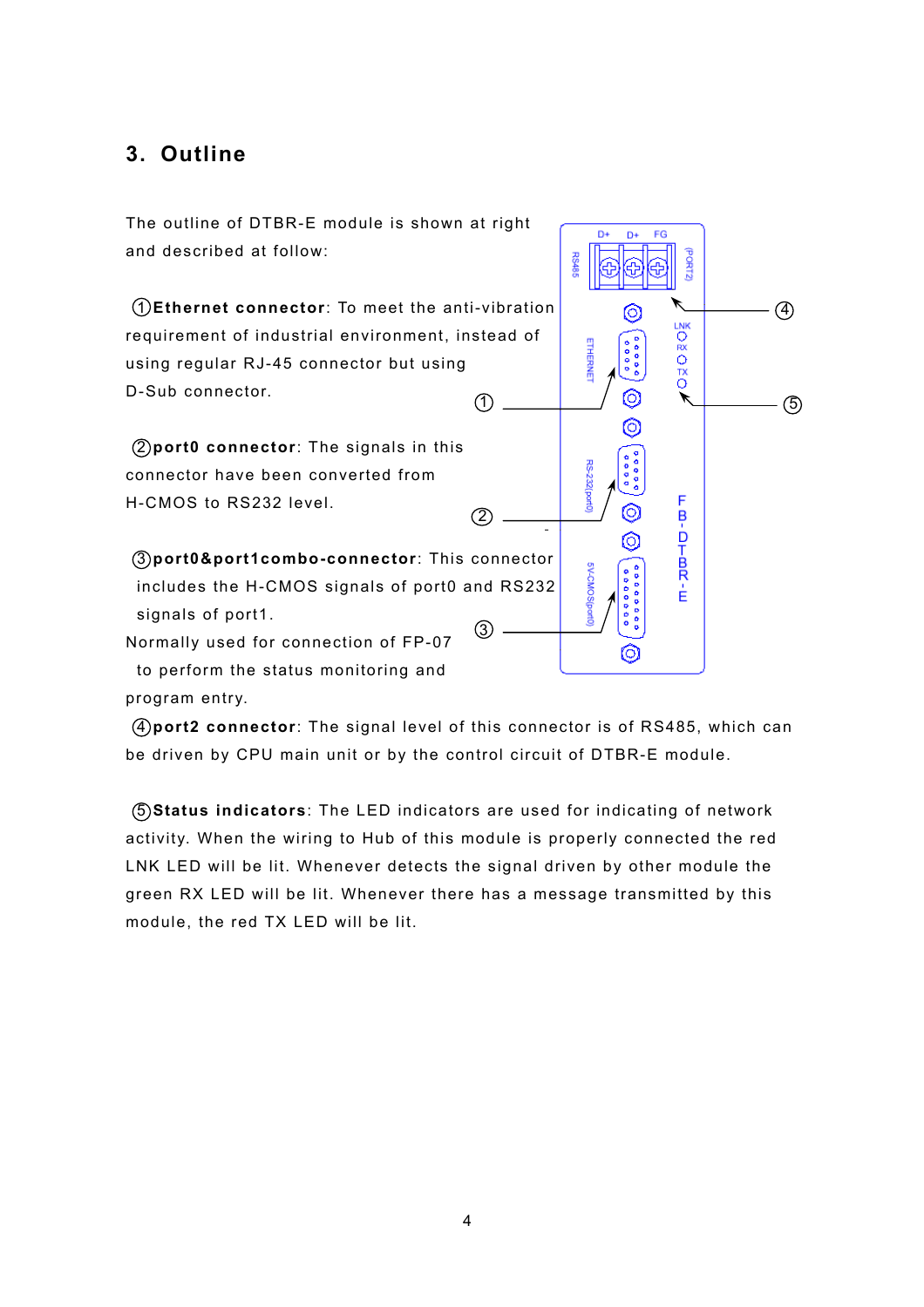## 3. Outline

The outline of DTBR-E module is shown at right and described at follow:

①**Ethernet connector**: To meet the anti-vibration requirement of industrial environment, instead of using regular RJ-45 connector but using D-Sub connector.

②**port0 connector**: The signals in this connector have been converted from H-CMOS to RS232 level.

③**port0&port1combo-connector**: This connector includes the H-CMOS signals of port0 and RS232 signals of port1.
Normally used for connection of FP-07 to perform the status monitoring and program entry.

④**port2 connector**: The signal level of this connector is of RS485, which can be driven by CPU main unit or by the control circuit of DTBR-E module.

⑤**Status indicators**: The LED indicators are used for indicating of network activity. When the wiring to Hub of this module is properly connected the red LNK LED will be lit. Whenever detects the signal driven by other module the green RX LED will be lit. Whenever there has a message transmitted by this module, the red TX LED will be lit.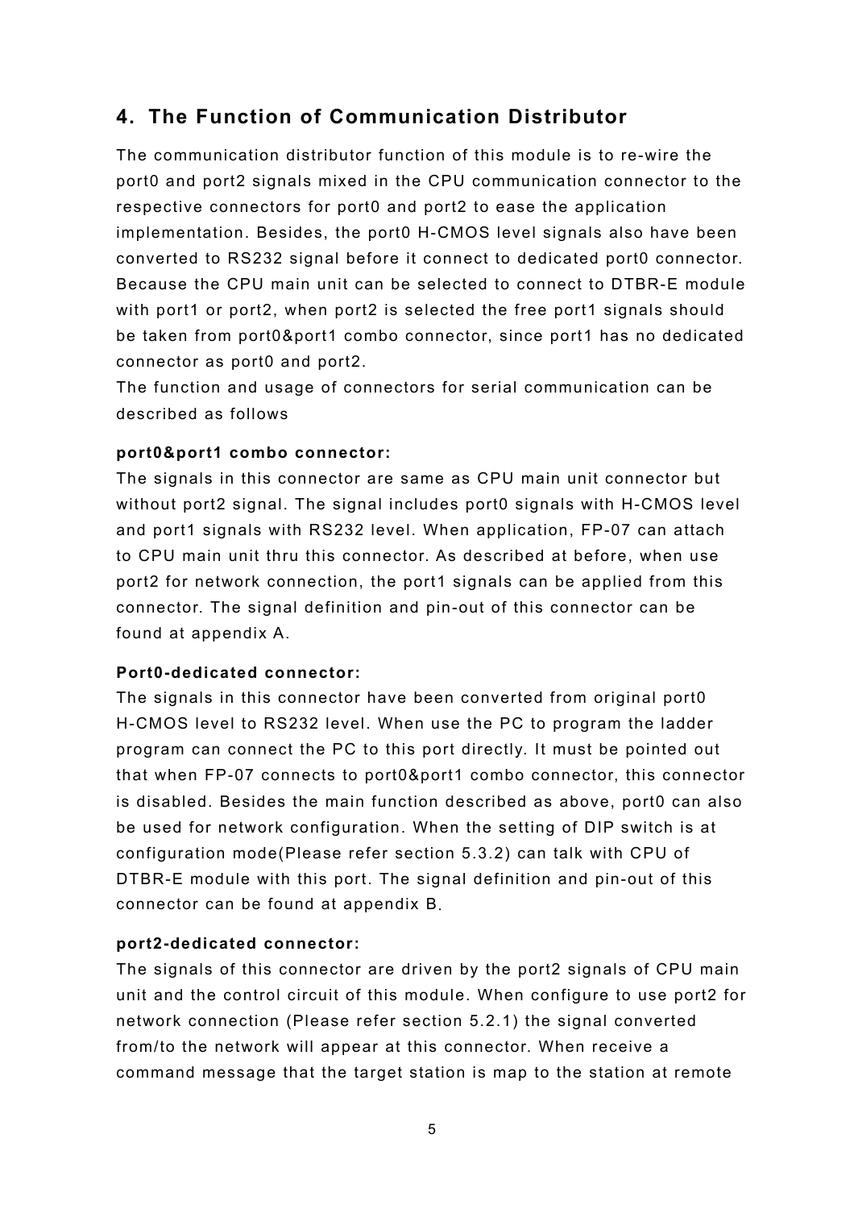## 4. The Function of Communication Distributor

The communication distributor function of this module is to re-wire the port0 and port2 signals mixed in the CPU communication connector to the respective connectors for port0 and port2 to ease the application implementation. Besides, the port0 H-CMOS level signals also have been converted to RS232 signal before it connect to dedicated port0 connector. Because the CPU main unit can be selected to connect to DTBR-E module with port1 or port2, when port2 is selected the free port1 signals should be taken from port0&port1 combo connector, since port1 has no dedicated connector as port0 and port2.

The function and usage of connectors for serial communication can be described as follows

**port0&port1 combo connector:**

The signals in this connector are same as CPU main unit connector but without port2 signal. The signal includes port0 signals with H-CMOS level and port1 signals with RS232 level. When application, FP-07 can attach to CPU main unit thru this connector. As described at before, when use port2 for network connection, the port1 signals can be applied from this connector. The signal definition and pin-out of this connector can be found at appendix A.

**Port0-dedicated connector:**

The signals in this connector have been converted from original port0 H-CMOS level to RS232 level. When use the PC to program the ladder program can connect the PC to this port directly. It must be pointed out that when FP-07 connects to port0&port1 combo connector, this connector is disabled. Besides the main function described as above, port0 can also be used for network configuration. When the setting of DIP switch is at configuration mode(Please refer section 5.3.2) can talk with CPU of DTBR-E module with this port. The signal definition and pin-out of this connector can be found at appendix B.

**port2-dedicated connector:**

The signals of this connector are driven by the port2 signals of CPU main unit and the control circuit of this module. When configure to use port2 for network connection (Please refer section 5.2.1) the signal converted from/to the network will appear at this connector. When receive a command message that the target station is map to the station at remote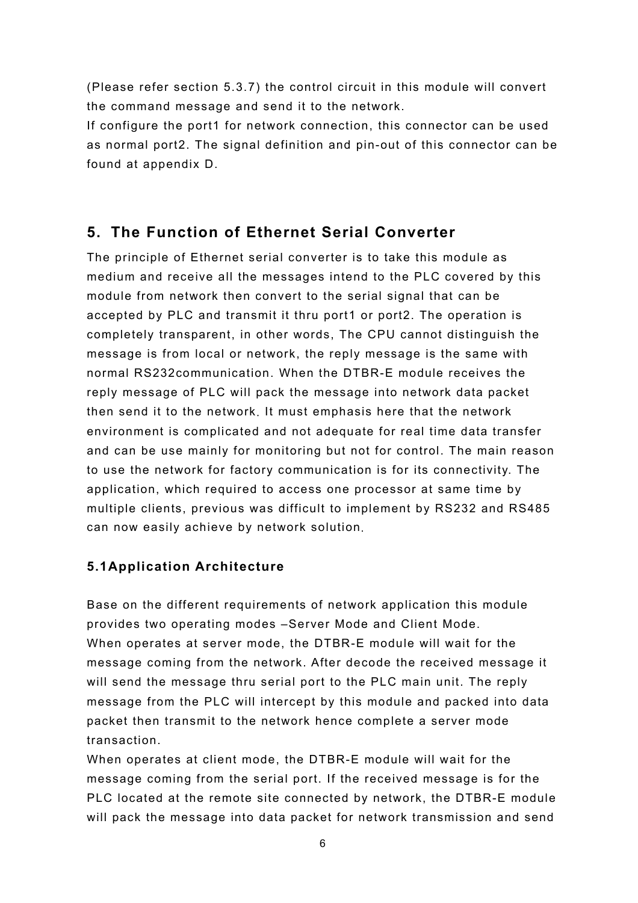(Please refer section 5.3.7) the control circuit in this module will convert the command message and send it to the network.

If configure the port1 for network connection, this connector can be used as normal port2. The signal definition and pin-out of this connector can be found at appendix D.

## 5. The Function of Ethernet Serial Converter

The principle of Ethernet serial converter is to take this module as medium and receive all the messages intend to the PLC covered by this module from network then convert to the serial signal that can be accepted by PLC and transmit it thru port1 or port2. The operation is completely transparent, in other words, The CPU cannot distinguish the message is from local or network, the reply message is the same with normal RS232communication. When the DTBR-E module receives the reply message of PLC will pack the message into network data packet then send it to the network. It must emphasis here that the network environment is complicated and not adequate for real time data transfer and can be use mainly for monitoring but not for control. The main reason to use the network for factory communication is for its connectivity. The application, which required to access one processor at same time by multiple clients, previous was difficult to implement by RS232 and RS485 can now easily achieve by network solution.

### 5.1Application Architecture

Base on the different requirements of network application this module provides two operating modes –Server Mode and Client Mode.

When operates at server mode, the DTBR-E module will wait for the message coming from the network. After decode the received message it will send the message thru serial port to the PLC main unit. The reply message from the PLC will intercept by this module and packed into data packet then transmit to the network hence complete a server mode transaction.

When operates at client mode, the DTBR-E module will wait for the message coming from the serial port. If the received message is for the PLC located at the remote site connected by network, the DTBR-E module will pack the message into data packet for network transmission and send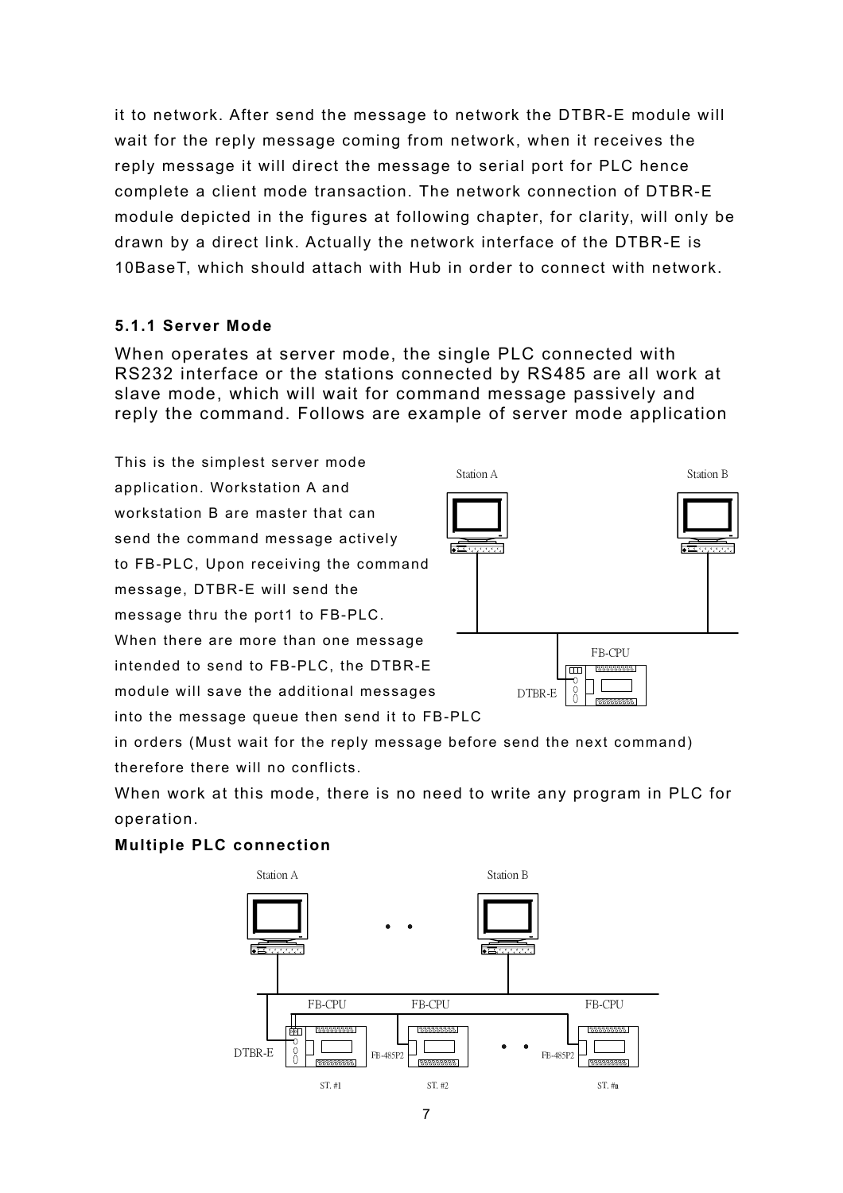it to network. After send the message to network the DTBR-E module will wait for the reply message coming from network, when it receives the reply message it will direct the message to serial port for PLC hence complete a client mode transaction. The network connection of DTBR-E module depicted in the figures at following chapter, for clarity, will only be drawn by a direct link. Actually the network interface of the DTBR-E is 10BaseT, which should attach with Hub in order to connect with network.

### 5.1.1 Server Mode

When operates at server mode, the single PLC connected with RS232 interface or the stations connected by RS485 are all work at slave mode, which will wait for command message passively and reply the command. Follows are example of server mode application

This is the simplest server mode application. Workstation A and workstation B are master that can send the command message actively to FB-PLC, Upon receiving the command message, DTBR-E will send the message thru the port1 to FB-PLC. When there are more than one message intended to send to FB-PLC, the DTBR-E module will save the additional messages into the message queue then send it to FB-PLC in orders (Must wait for the reply message before send the next command) therefore there will no conflicts.

When work at this mode, there is no need to write any program in PLC for operation.

**Multiple PLC connection**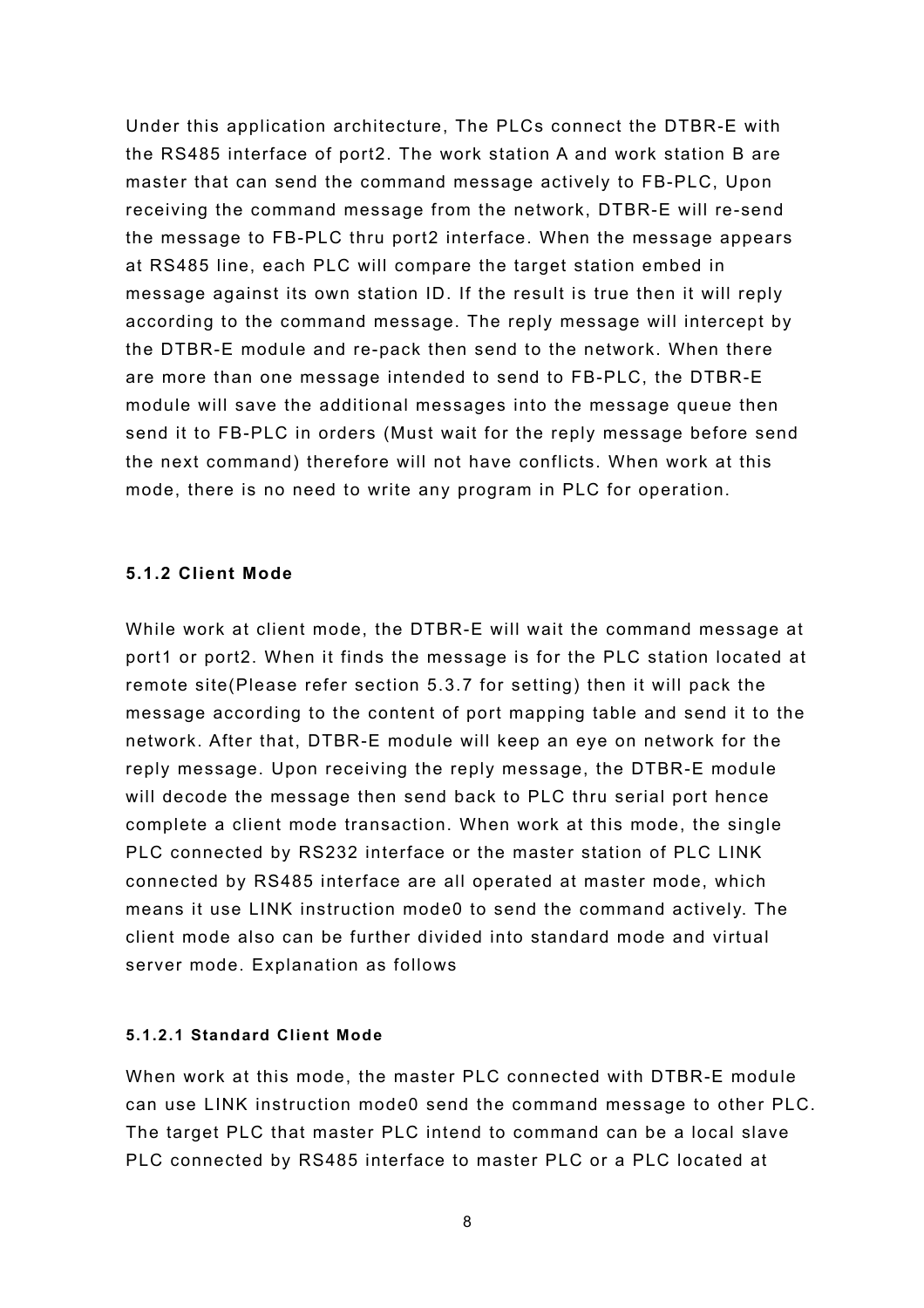Under this application architecture, The PLCs connect the DTBR-E with the RS485 interface of port2. The work station A and work station B are master that can send the command message actively to FB-PLC, Upon receiving the command message from the network, DTBR-E will re-send the message to FB-PLC thru port2 interface. When the message appears at RS485 line, each PLC will compare the target station embed in message against its own station ID. If the result is true then it will reply according to the command message. The reply message will intercept by the DTBR-E module and re-pack then send to the network. When there are more than one message intended to send to FB-PLC, the DTBR-E module will save the additional messages into the message queue then send it to FB-PLC in orders (Must wait for the reply message before send the next command) therefore will not have conflicts. When work at this mode, there is no need to write any program in PLC for operation.

### 5.1.2 Client Mode

While work at client mode, the DTBR-E will wait the command message at port1 or port2. When it finds the message is for the PLC station located at remote site(Please refer section 5.3.7 for setting) then it will pack the message according to the content of port mapping table and send it to the network. After that, DTBR-E module will keep an eye on network for the reply message. Upon receiving the reply message, the DTBR-E module will decode the message then send back to PLC thru serial port hence complete a client mode transaction. When work at this mode, the single PLC connected by RS232 interface or the master station of PLC LINK connected by RS485 interface are all operated at master mode, which means it use LINK instruction mode0 to send the command actively. The client mode also can be further divided into standard mode and virtual server mode. Explanation as follows

#### 5.1.2.1 Standard Client Mode

When work at this mode, the master PLC connected with DTBR-E module can use LINK instruction mode0 send the command message to other PLC. The target PLC that master PLC intend to command can be a local slave PLC connected by RS485 interface to master PLC or a PLC located at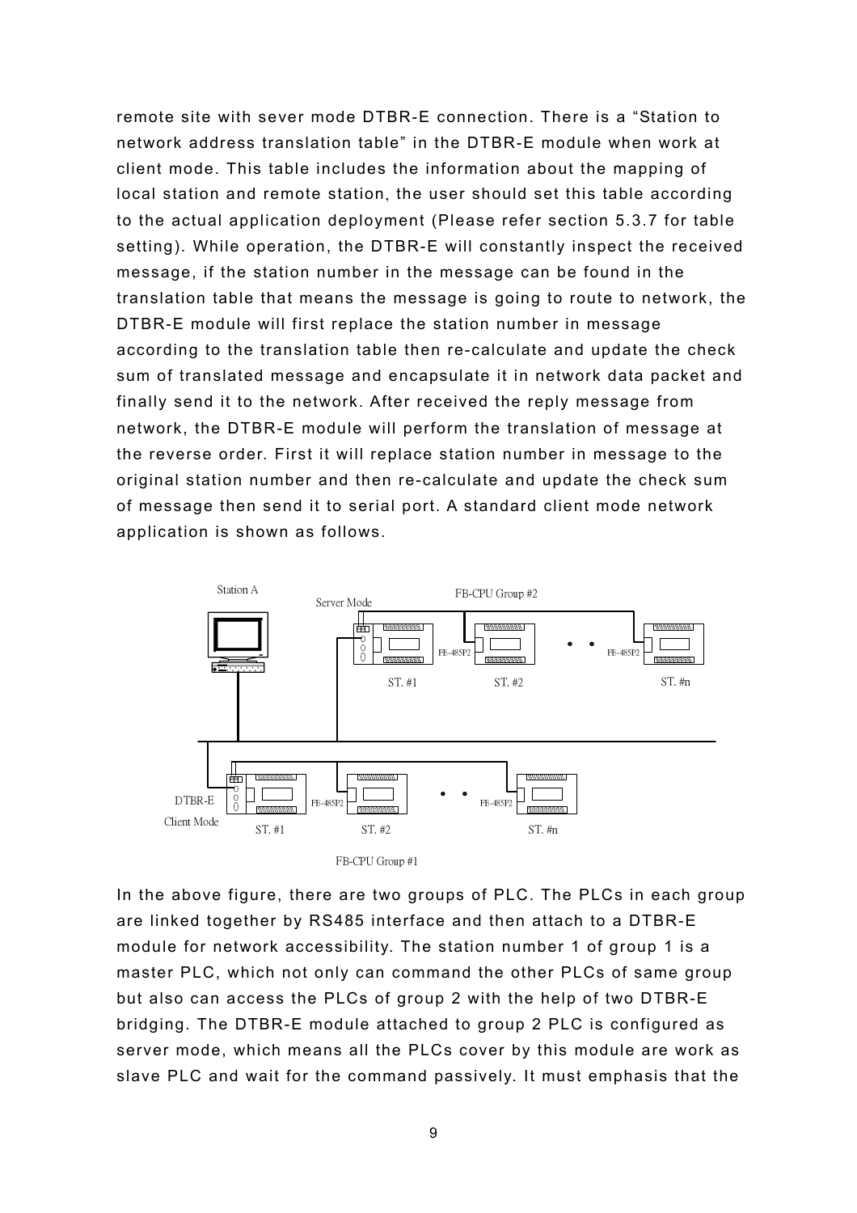remote site with sever mode DTBR-E connection. There is a "Station to network address translation table" in the DTBR-E module when work at client mode. This table includes the information about the mapping of local station and remote station, the user should set this table according to the actual application deployment (Please refer section 5.3.7 for table setting). While operation, the DTBR-E will constantly inspect the received message, if the station number in the message can be found in the translation table that means the message is going to route to network, the DTBR-E module will first replace the station number in message according to the translation table then re-calculate and update the check sum of translated message and encapsulate it in network data packet and finally send it to the network. After received the reply message from network, the DTBR-E module will perform the translation of message at the reverse order. First it will replace station number in message to the original station number and then re-calculate and update the check sum of message then send it to serial port. A standard client mode network application is shown as follows.

In the above figure, there are two groups of PLC. The PLCs in each group are linked together by RS485 interface and then attach to a DTBR-E module for network accessibility. The station number 1 of group 1 is a master PLC, which not only can command the other PLCs of same group but also can access the PLCs of group 2 with the help of two DTBR-E bridging. The DTBR-E module attached to group 2 PLC is configured as server mode, which means all the PLCs cover by this module are work as slave PLC and wait for the command passively. It must emphasis that the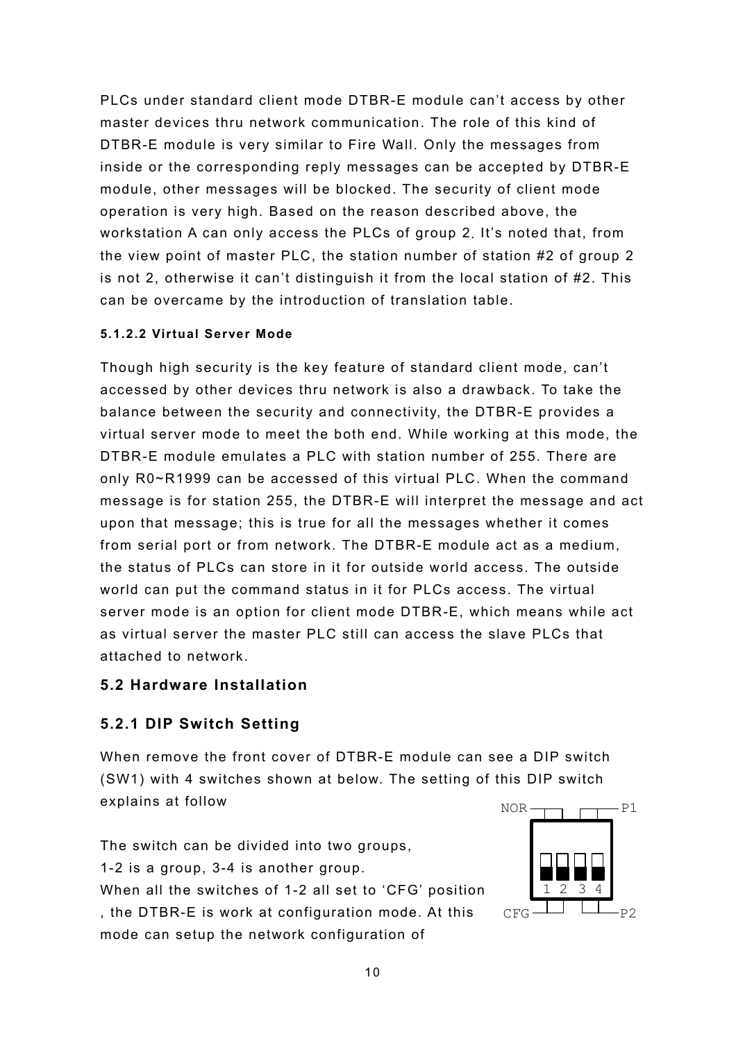PLCs under standard client mode DTBR-E module can't access by other master devices thru network communication. The role of this kind of DTBR-E module is very similar to Fire Wall. Only the messages from inside or the corresponding reply messages can be accepted by DTBR-E module, other messages will be blocked. The security of client mode operation is very high. Based on the reason described above, the workstation A can only access the PLCs of group 2. It's noted that, from the view point of master PLC, the station number of station #2 of group 2 is not 2, otherwise it can't distinguish it from the local station of #2. This can be overcame by the introduction of translation table.

#### 5.1.2.2 Virtual Server Mode

Though high security is the key feature of standard client mode, can't accessed by other devices thru network is also a drawback. To take the balance between the security and connectivity, the DTBR-E provides a virtual server mode to meet the both end. While working at this mode, the DTBR-E module emulates a PLC with station number of 255. There are only R0~R1999 can be accessed of this virtual PLC. When the command message is for station 255, the DTBR-E will interpret the message and act upon that message; this is true for all the messages whether it comes from serial port or from network. The DTBR-E module act as a medium, the status of PLCs can store in it for outside world access. The outside world can put the command status in it for PLCs access. The virtual server mode is an option for client mode DTBR-E, which means while act as virtual server the master PLC still can access the slave PLCs that attached to network.

## 5.2 Hardware Installation

### 5.2.1 DIP Switch Setting

When remove the front cover of DTBR-E module can see a DIP switch (SW1) with 4 switches shown at below. The setting of this DIP switch explains at follow

NOR P1

1 2 3 4

CFG P2

The switch can be divided into two groups,
1-2 is a group, 3-4 is another group.
When all the switches of 1-2 all set to 'CFG' position, the DTBR-E is work at configuration mode. At this mode can setup the network configuration of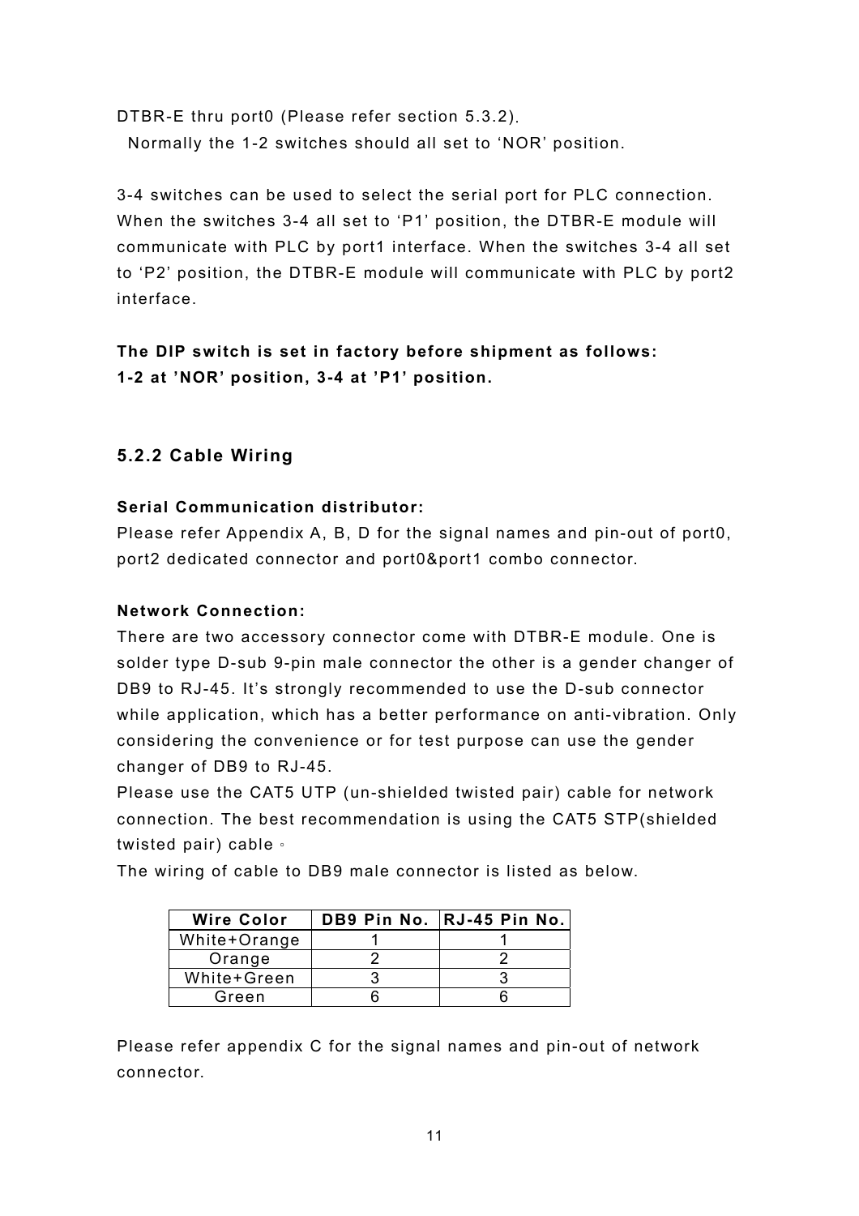DTBR-E thru port0 (Please refer section 5.3.2).
Normally the 1-2 switches should all set to 'NOR' position.

3-4 switches can be used to select the serial port for PLC connection. When the switches 3-4 all set to 'P1' position, the DTBR-E module will communicate with PLC by port1 interface. When the switches 3-4 all set to 'P2' position, the DTBR-E module will communicate with PLC by port2 interface.

**The DIP switch is set in factory before shipment as follows:**
**1-2 at 'NOR' position, 3-4 at 'P1' position.**

### 5.2.2 Cable Wiring

**Serial Communication distributor:**
Please refer Appendix A, B, D for the signal names and pin-out of port0, port2 dedicated connector and port0&port1 combo connector.

**Network Connection:**
There are two accessory connector come with DTBR-E module. One is solder type D-sub 9-pin male connector the other is a gender changer of DB9 to RJ-45. It's strongly recommended to use the D-sub connector while application, which has a better performance on anti-vibration. Only considering the convenience or for test purpose can use the gender changer of DB9 to RJ-45.
Please use the CAT5 UTP (un-shielded twisted pair) cable for network connection. The best recommendation is using the CAT5 STP(shielded twisted pair) cable。
The wiring of cable to DB9 male connector is listed as below.

| Wire Color | DB9 Pin No. | RJ-45 Pin No. |
|---|---|---|
| White+Orange | 1 | 1 |
| Orange | 2 | 2 |
| White+Green | 3 | 3 |
| Green | 6 | 6 |

Please refer appendix C for the signal names and pin-out of network connector.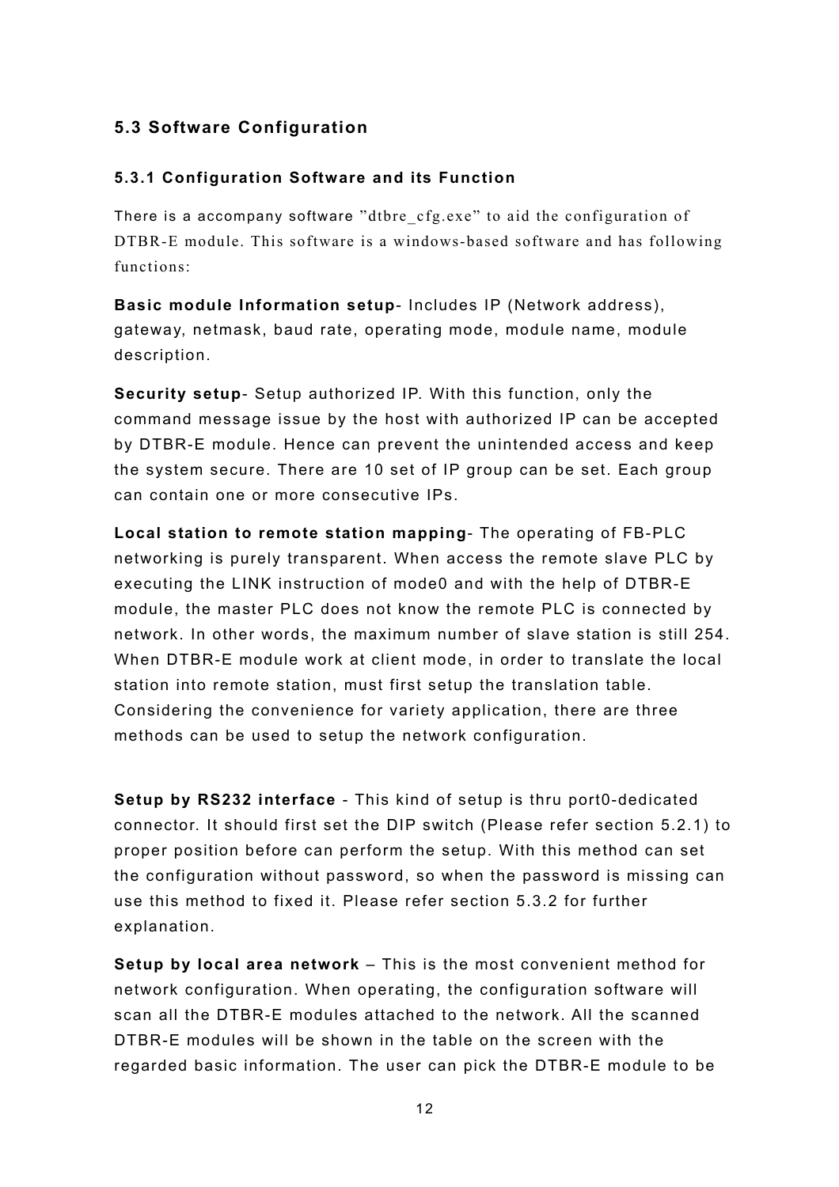## 5.3 Software Configuration

### 5.3.1 Configuration Software and its Function

There is a accompany software "dtbre_cfg.exe" to aid the configuration of DTBR-E module. This software is a windows-based software and has following functions:

**Basic module Information setup**- Includes IP (Network address), gateway, netmask, baud rate, operating mode, module name, module description.

**Security setup**- Setup authorized IP. With this function, only the command message issue by the host with authorized IP can be accepted by DTBR-E module. Hence can prevent the unintended access and keep the system secure. There are 10 set of IP group can be set. Each group can contain one or more consecutive IPs.

**Local station to remote station mapping**- The operating of FB-PLC networking is purely transparent. When access the remote slave PLC by executing the LINK instruction of mode0 and with the help of DTBR-E module, the master PLC does not know the remote PLC is connected by network. In other words, the maximum number of slave station is still 254. When DTBR-E module work at client mode, in order to translate the local station into remote station, must first setup the translation table. Considering the convenience for variety application, there are three methods can be used to setup the network configuration.

**Setup by RS232 interface** - This kind of setup is thru port0-dedicated connector. It should first set the DIP switch (Please refer section 5.2.1) to proper position before can perform the setup. With this method can set the configuration without password, so when the password is missing can use this method to fixed it. Please refer section 5.3.2 for further explanation.

**Setup by local area network** – This is the most convenient method for network configuration. When operating, the configuration software will scan all the DTBR-E modules attached to the network. All the scanned DTBR-E modules will be shown in the table on the screen with the regarded basic information. The user can pick the DTBR-E module to be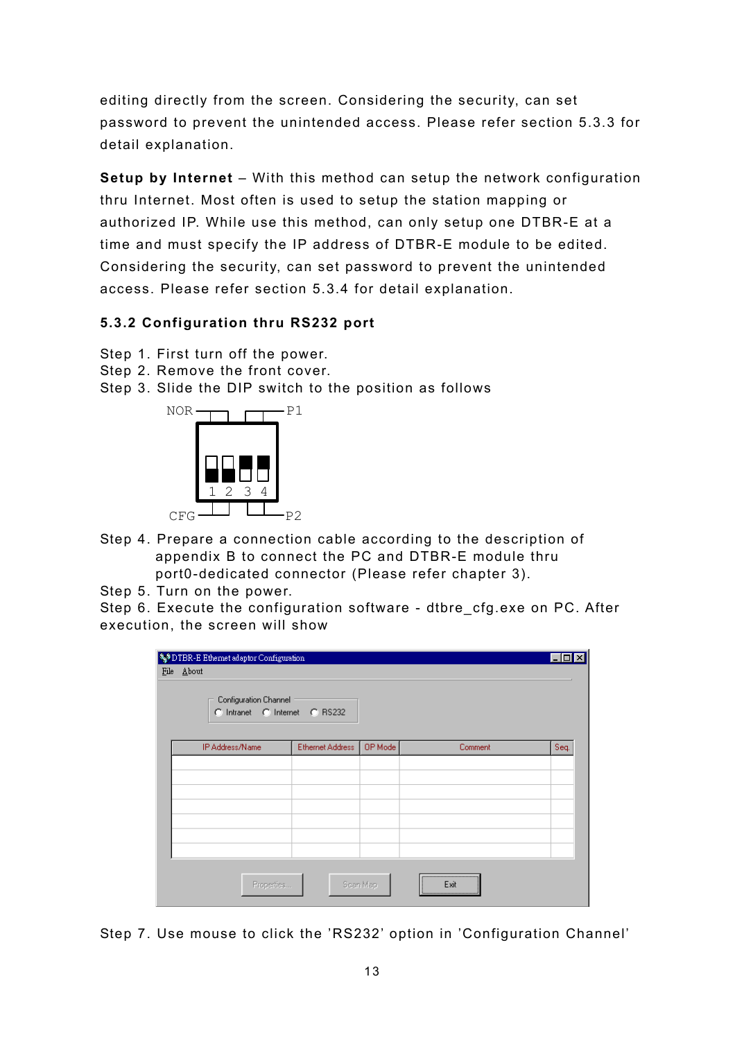editing directly from the screen. Considering the security, can set password to prevent the unintended access. Please refer section 5.3.3 for detail explanation.

**Setup by Internet** – With this method can setup the network configuration thru Internet. Most often is used to setup the station mapping or authorized IP. While use this method, can only setup one DTBR-E at a time and must specify the IP address of DTBR-E module to be edited. Considering the security, can set password to prevent the unintended access. Please refer section 5.3.4 for detail explanation.

### 5.3.2 Configuration thru RS232 port

Step 1. First turn off the power.
Step 2. Remove the front cover.
Step 3. Slide the DIP switch to the position as follows

NOR P1

1 2 3 4

CFG P2

Step 4. Prepare a connection cable according to the description of appendix B to connect the PC and DTBR-E module thru port0-dedicated connector (Please refer chapter 3).
Step 5. Turn on the power.
Step 6. Execute the configuration software - dtbre_cfg.exe on PC. After execution, the screen will show

DTBR-E Ethernet adaptor Configuration

File About

Configuration Channel
Intranet Internet RS232

| IP Address/Name | Ethernet Address | OP Mode | Comment | Seq. |
|---|---|---|---|---|
| | | | | |

Properties... Scan Map Exit

Step 7. Use mouse to click the 'RS232' option in 'Configuration Channel'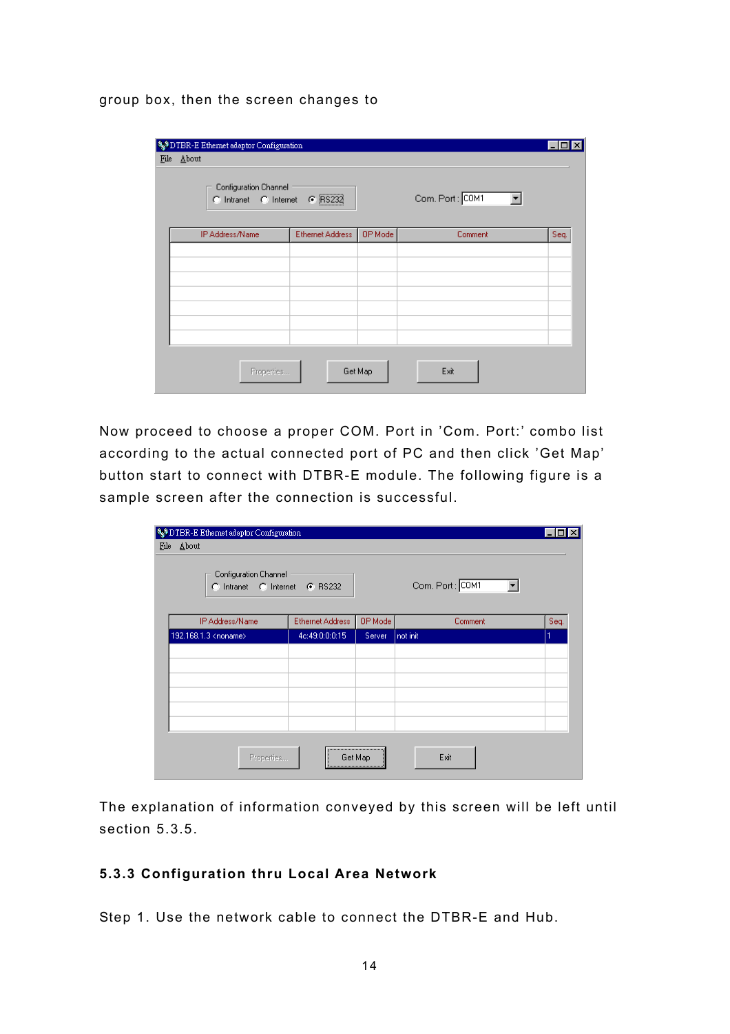group box, then the screen changes to

Now proceed to choose a proper COM. Port in 'Com. Port:' combo list according to the actual connected port of PC and then click 'Get Map' button start to connect with DTBR-E module. The following figure is a sample screen after the connection is successful.

The explanation of information conveyed by this screen will be left until section 5.3.5.

### 5.3.3 Configuration thru Local Area Network

Step 1. Use the network cable to connect the DTBR-E and Hub.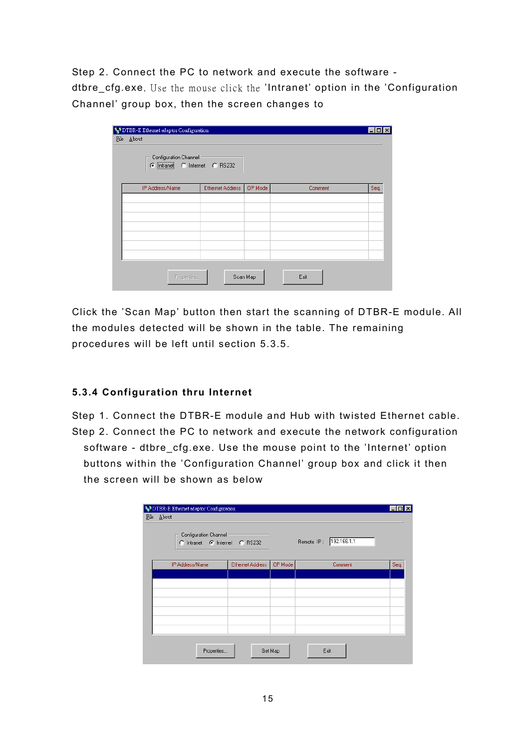Step 2. Connect the PC to network and execute the software - dtbre_cfg.exe. Use the mouse click the 'Intranet' option in the 'Configuration Channel' group box, then the screen changes to

Click the 'Scan Map' button then start the scanning of DTBR-E module. All the modules detected will be shown in the table. The remaining procedures will be left until section 5.3.5.

### 5.3.4 Configuration thru Internet

Step 1. Connect the DTBR-E module and Hub with twisted Ethernet cable.

Step 2. Connect the PC to network and execute the network configuration software - dtbre_cfg.exe. Use the mouse point to the 'Internet' option buttons within the 'Configuration Channel' group box and click it then the screen will be shown as below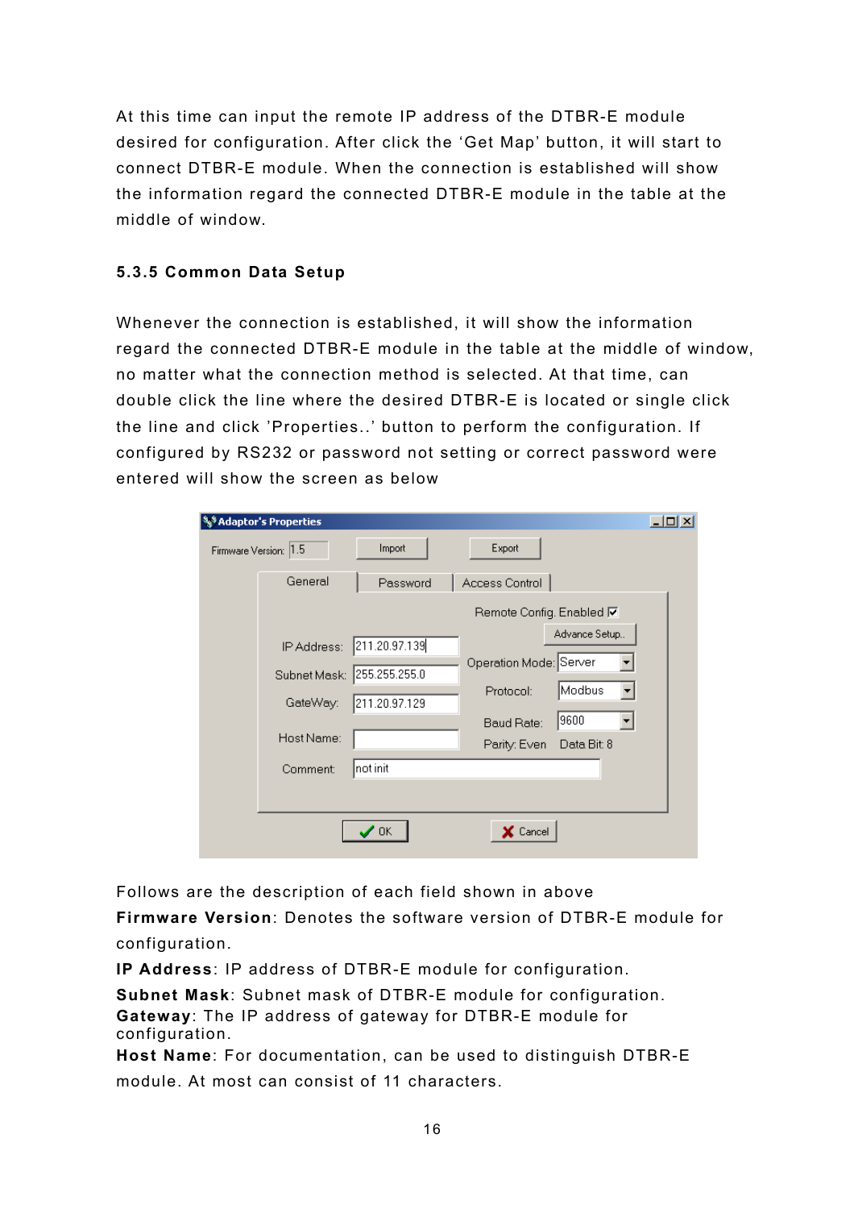At this time can input the remote IP address of the DTBR-E module desired for configuration. After click the 'Get Map' button, it will start to connect DTBR-E module. When the connection is established will show the information regard the connected DTBR-E module in the table at the middle of window.

### 5.3.5 Common Data Setup

Whenever the connection is established, it will show the information regard the connected DTBR-E module in the table at the middle of window, no matter what the connection method is selected. At that time, can double click the line where the desired DTBR-E is located or single click the line and click 'Properties..' button to perform the configuration. If configured by RS232 or password not setting or correct password were entered will show the screen as below

Follows are the description of each field shown in above

**Firmware Version**: Denotes the software version of DTBR-E module for configuration.

**IP Address**: IP address of DTBR-E module for configuration.

**Subnet Mask**: Subnet mask of DTBR-E module for configuration.

**Gateway**: The IP address of gateway for DTBR-E module for configuration.

**Host Name**: For documentation, can be used to distinguish DTBR-E module. At most can consist of 11 characters.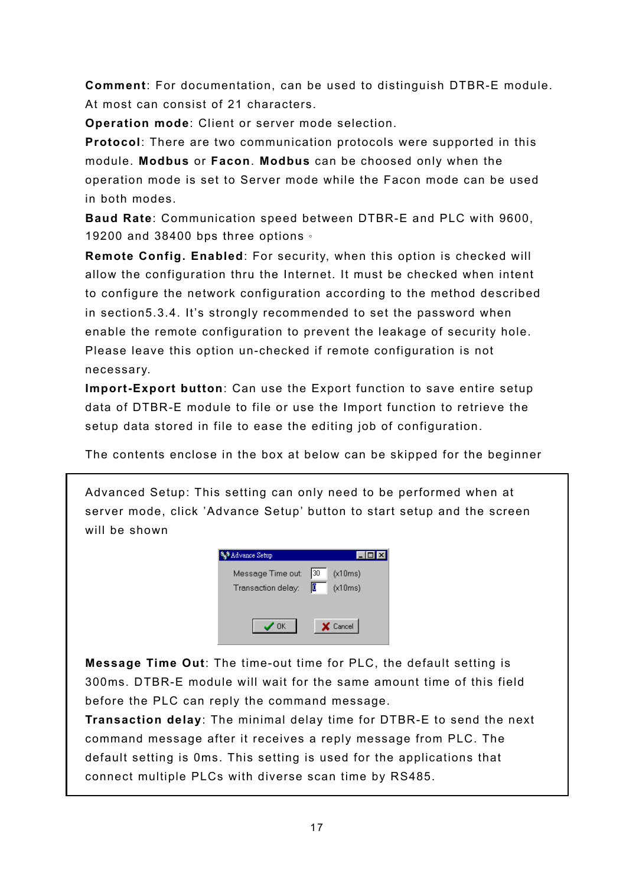**Comment**: For documentation, can be used to distinguish DTBR-E module. At most can consist of 21 characters.

**Operation mode**: Client or server mode selection.

**Protocol**: There are two communication protocols were supported in this module. **Modbus** or **Facon**. **Modbus** can be choosed only when the operation mode is set to Server mode while the Facon mode can be used in both modes.

**Baud Rate**: Communication speed between DTBR-E and PLC with 9600, 19200 and 38400 bps three options。

**Remote Config. Enabled**: For security, when this option is checked will allow the configuration thru the Internet. It must be checked when intent to configure the network configuration according to the method described in section5.3.4. It's strongly recommended to set the password when enable the remote configuration to prevent the leakage of security hole. Please leave this option un-checked if remote configuration is not necessary.

**Import-Export button**: Can use the Export function to save entire setup data of DTBR-E module to file or use the Import function to retrieve the setup data stored in file to ease the editing job of configuration.

The contents enclose in the box at below can be skipped for the beginner

Advanced Setup: This setting can only need to be performed when at server mode, click 'Advance Setup' button to start setup and the screen will be shown

Advance Setup

Message Time out: 30 (x10ms)

Transaction delay: 0 (x10ms)

OK Cancel

**Message Time Out**: The time-out time for PLC, the default setting is 300ms. DTBR-E module will wait for the same amount time of this field before the PLC can reply the command message.

**Transaction delay**: The minimal delay time for DTBR-E to send the next command message after it receives a reply message from PLC. The default setting is 0ms. This setting is used for the applications that connect multiple PLCs with diverse scan time by RS485.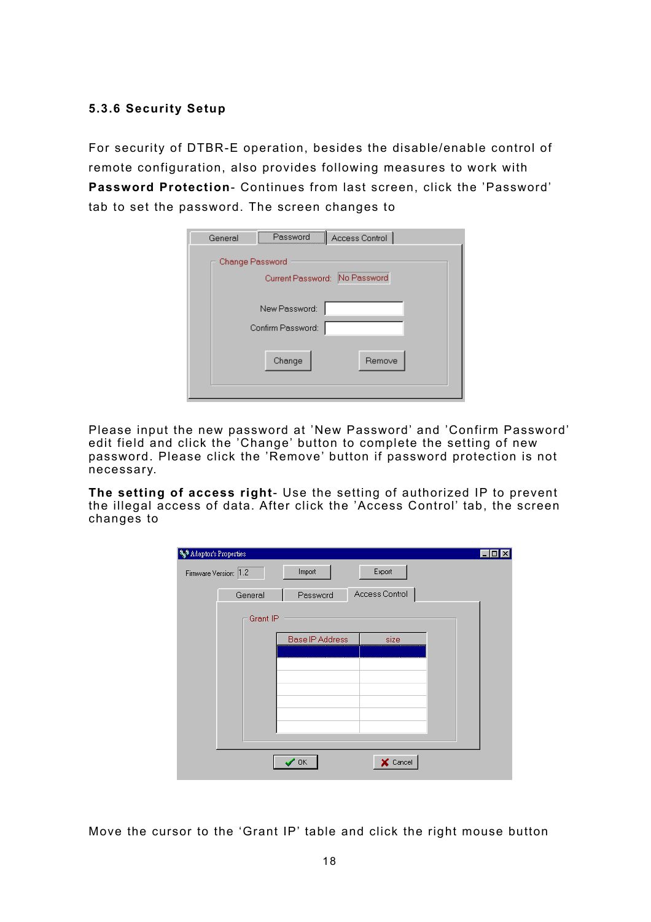### 5.3.6 Security Setup

For security of DTBR-E operation, besides the disable/enable control of remote configuration, also provides following measures to work with **Password Protection**- Continues from last screen, click the 'Password' tab to set the password. The screen changes to

Please input the new password at 'New Password' and 'Confirm Password' edit field and click the 'Change' button to complete the setting of new password. Please click the 'Remove' button if password protection is not necessary.

**The setting of access right**- Use the setting of authorized IP to prevent the illegal access of data. After click the 'Access Control' tab, the screen changes to

Move the cursor to the 'Grant IP' table and click the right mouse button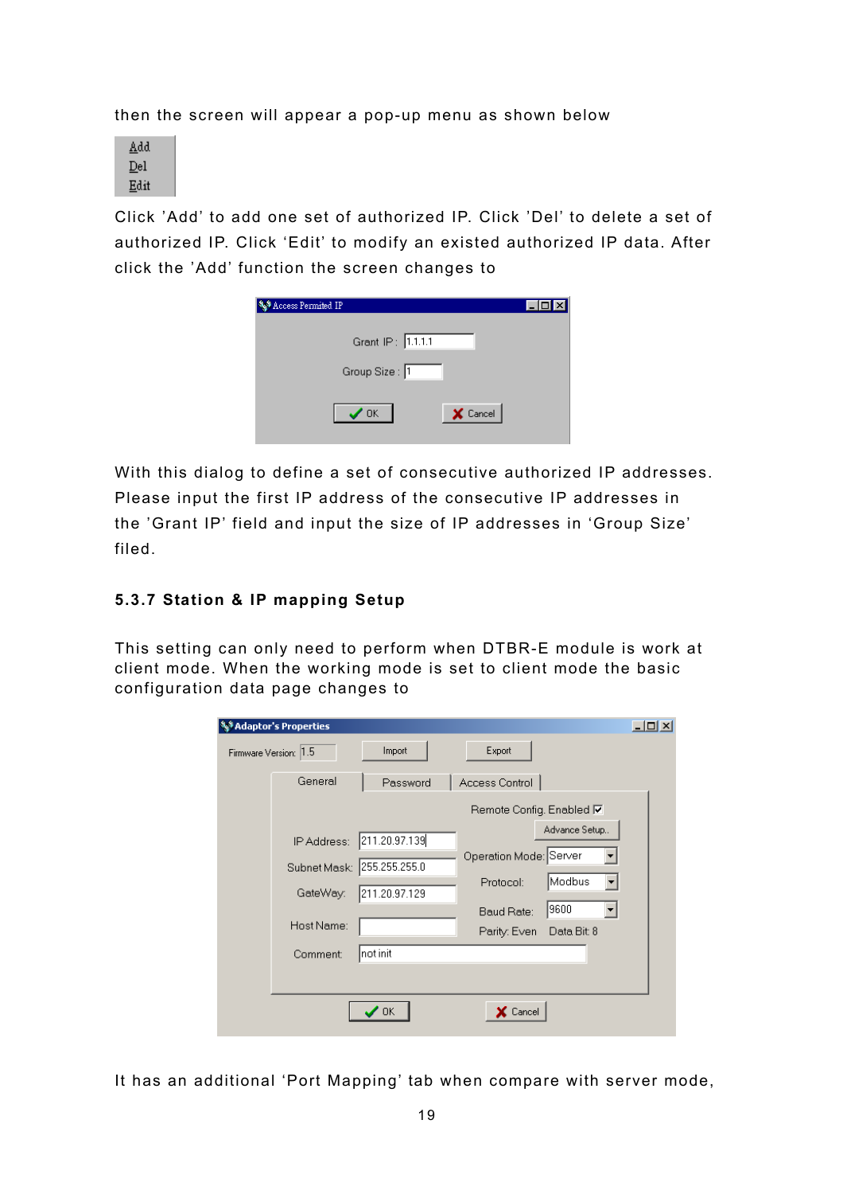then the screen will appear a pop-up menu as shown below

Add
Del
Edit

Click 'Add' to add one set of authorized IP. Click 'Del' to delete a set of authorized IP. Click 'Edit' to modify an existed authorized IP data. After click the 'Add' function the screen changes to

Access Permited IP

Grant IP : 1.1.1.1

Group Size : 1

OK    Cancel

With this dialog to define a set of consecutive authorized IP addresses. Please input the first IP address of the consecutive IP addresses in the 'Grant IP' field and input the size of IP addresses in 'Group Size' filed.

### 5.3.7 Station & IP mapping Setup

This setting can only need to perform when DTBR-E module is work at client mode. When the working mode is set to client mode the basic configuration data page changes to

Adaptor's Properties

Firmware Version: 1.5    Import    Export

General | Password | Access Control

Remote Config. Enabled

Advance Setup..

IP Address: 211.20.97.139

Subnet Mask: 255.255.255.0

GateWay: 211.20.97.129

Host Name:

Comment: not init

Operation Mode: Server

Protocol: Modbus

Baud Rate: 9600

Parity: Even    Data Bit: 8

OK    Cancel

It has an additional 'Port Mapping' tab when compare with server mode,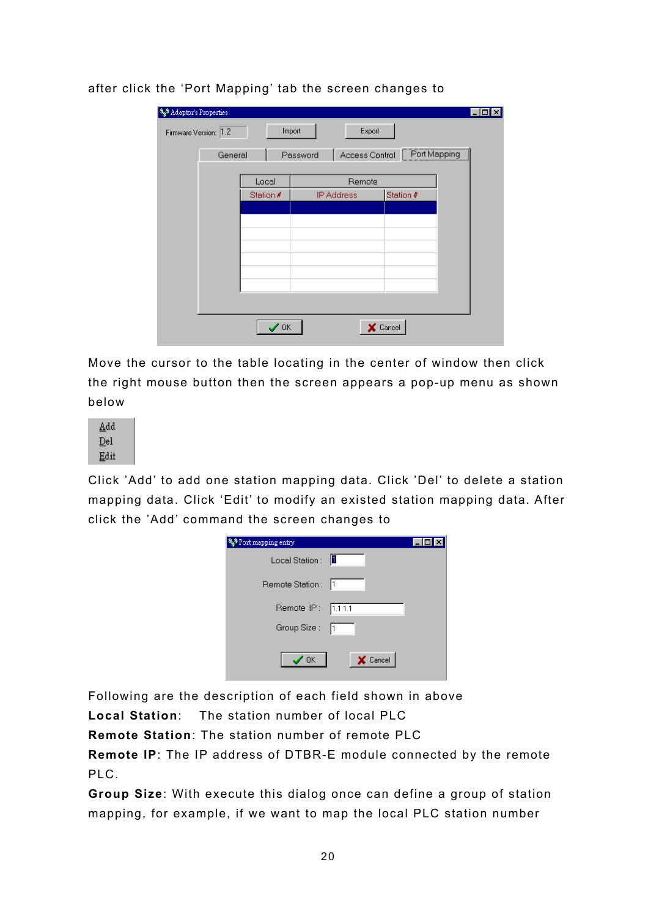after click the ‘Port Mapping’ tab the screen changes to

Move the cursor to the table locating in the center of window then click the right mouse button then the screen appears a pop-up menu as shown below

Click ’Add’ to add one station mapping data. Click ’Del’ to delete a station mapping data. Click ‘Edit’ to modify an existed station mapping data. After click the ’Add’ command the screen changes to

Following are the description of each field shown in above

**Local Station**:   The station number of local PLC

**Remote Station**: The station number of remote PLC

**Remote IP**: The IP address of DTBR-E module connected by the remote PLC.

**Group Size**: With execute this dialog once can define a group of station mapping, for example, if we want to map the local PLC station number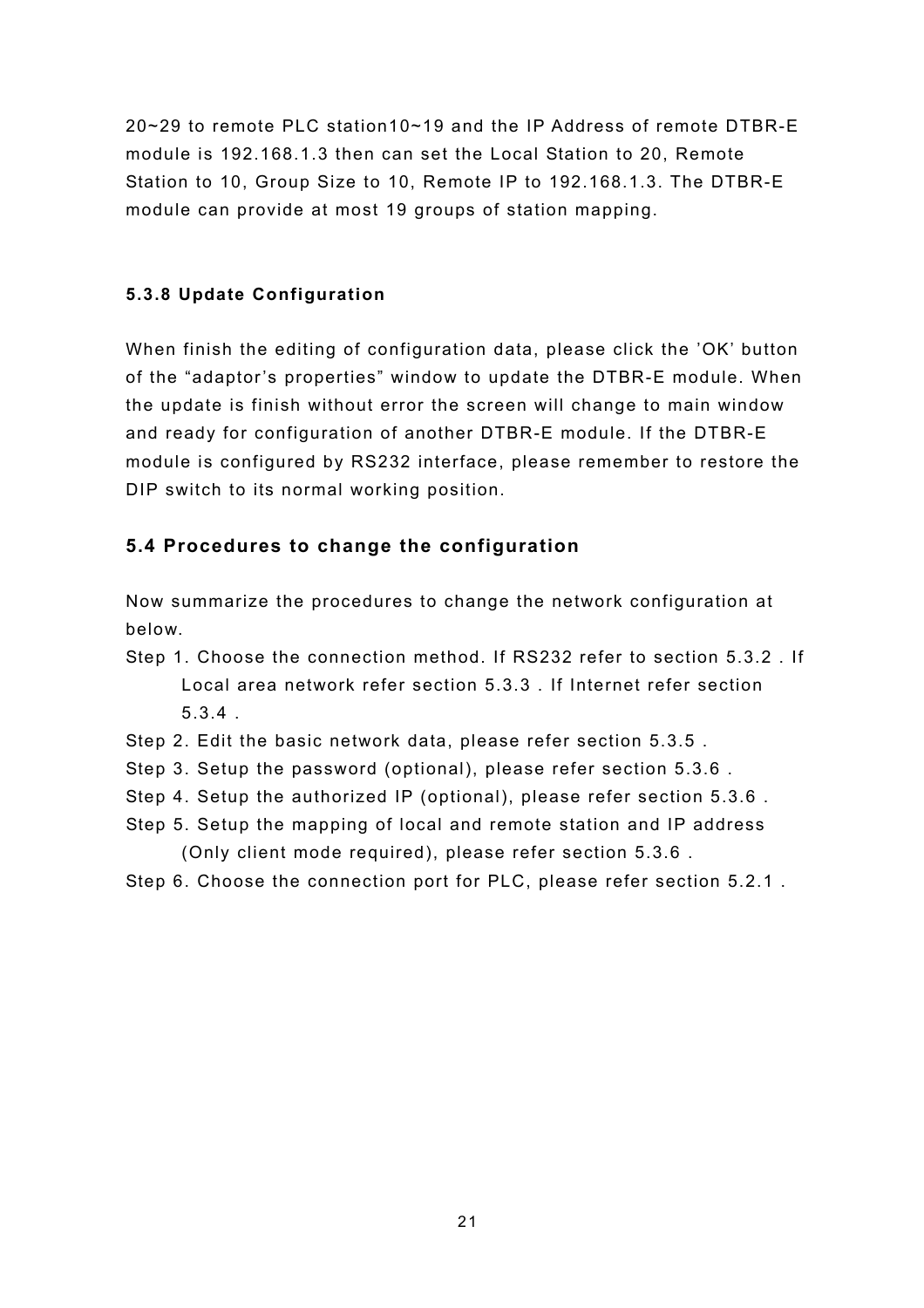20~29 to remote PLC station10~19 and the IP Address of remote DTBR-E module is 192.168.1.3 then can set the Local Station to 20, Remote Station to 10, Group Size to 10, Remote IP to 192.168.1.3. The DTBR-E module can provide at most 19 groups of station mapping.

#### 5.3.8 Update Configuration

When finish the editing of configuration data, please click the 'OK' button of the "adaptor's properties" window to update the DTBR-E module. When the update is finish without error the screen will change to main window and ready for configuration of another DTBR-E module. If the DTBR-E module is configured by RS232 interface, please remember to restore the DIP switch to its normal working position.

### 5.4 Procedures to change the configuration

Now summarize the procedures to change the network configuration at below.

Step 1. Choose the connection method. If RS232 refer to section 5.3.2 . If Local area network refer section 5.3.3 . If Internet refer section 5.3.4 .

Step 2. Edit the basic network data, please refer section 5.3.5 .

Step 3. Setup the password (optional), please refer section 5.3.6 .

Step 4. Setup the authorized IP (optional), please refer section 5.3.6 .

Step 5. Setup the mapping of local and remote station and IP address (Only client mode required), please refer section 5.3.6 .

Step 6. Choose the connection port for PLC, please refer section 5.2.1 .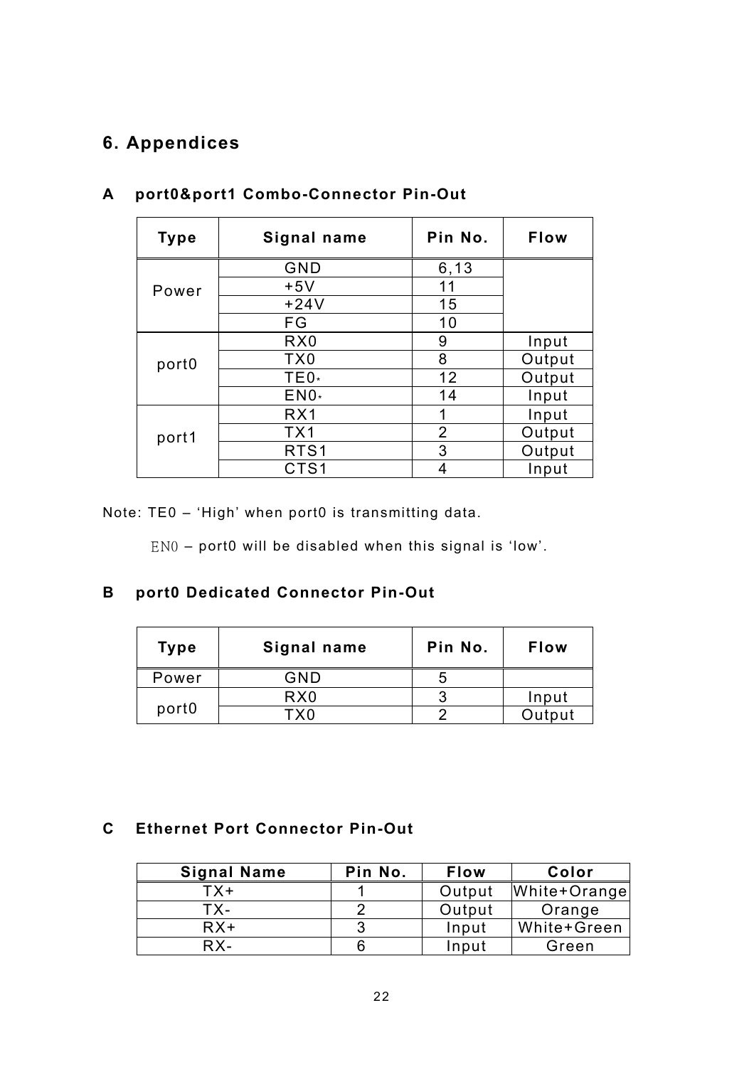## 6. Appendices

### A port0&port1 Combo-Connector Pin-Out

| Type | Signal name | Pin No. | Flow |
|---|---|---|---|
| Power | GND | 6,13 | |
| | +5V | 11 | |
| | +24V | 15 | |
| | FG | 10 | |
| port0 | RX0 | 9 | Input |
| | TX0 | 8 | Output |
| | TE0* | 12 | Output |
| | EN0* | 14 | Input |
| port1 | RX1 | 1 | Input |
| | TX1 | 2 | Output |
| | RTS1 | 3 | Output |
| | CTS1 | 4 | Input |

Note: TE0 – 'High' when port0 is transmitting data.

EN0 – port0 will be disabled when this signal is 'low'.

### B port0 Dedicated Connector Pin-Out

| Type | Signal name | Pin No. | Flow |
|---|---|---|---|
| Power | GND | 5 | |
| port0 | RX0 | 3 | Input |
| | TX0 | 2 | Output |

### C Ethernet Port Connector Pin-Out

| Signal Name | Pin No. | Flow | Color |
|---|---|---|---|
| TX+ | 1 | Output | White+Orange |
| TX- | 2 | Output | Orange |
| RX+ | 3 | Input | White+Green |
| RX- | 6 | Input | Green |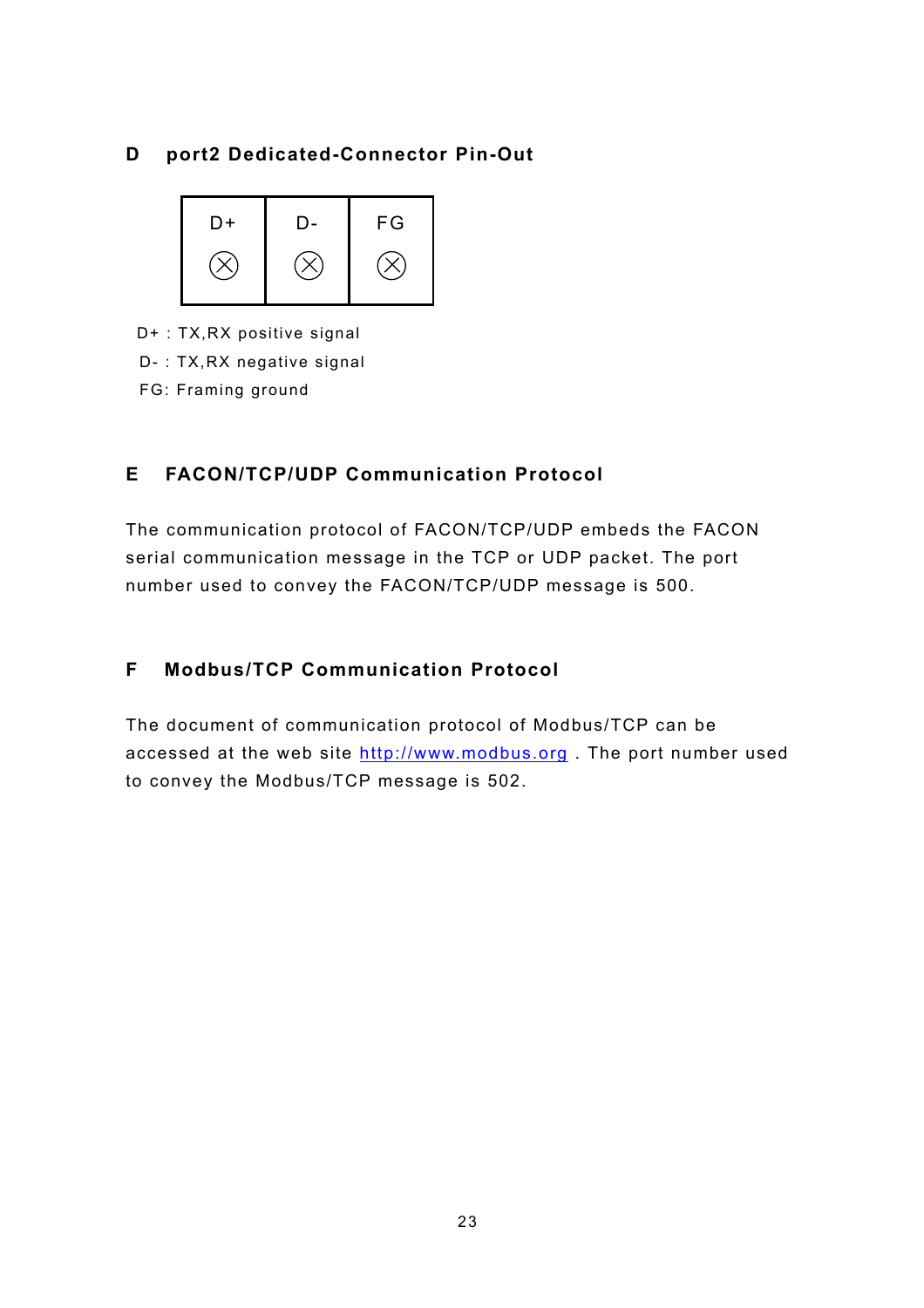## D port2 Dedicated-Connector Pin-Out

| D+ | D- | FG |
|---|---|---|
| ⊗ | ⊗ | ⊗ |

D+ : TX,RX positive signal

D- : TX,RX negative signal

FG: Framing ground

## E FACON/TCP/UDP Communication Protocol

The communication protocol of FACON/TCP/UDP embeds the FACON serial communication message in the TCP or UDP packet. The port number used to convey the FACON/TCP/UDP message is 500.

## F Modbus/TCP Communication Protocol

The document of communication protocol of Modbus/TCP can be accessed at the web site http://www.modbus.org . The port number used to convey the Modbus/TCP message is 502.